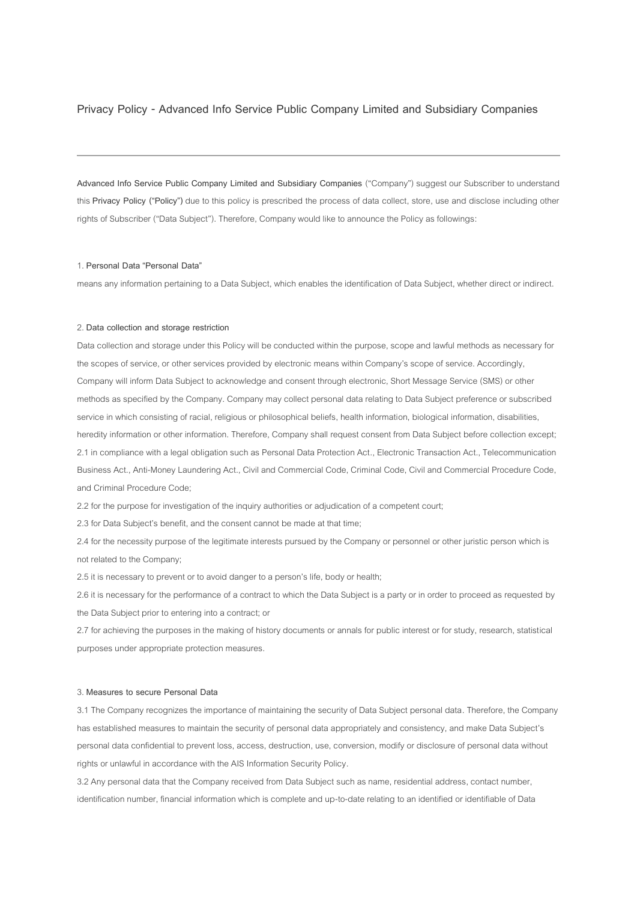# Privacy Policy - Advanced Info Service Public Company Limited and Subsidiary Companies

---

**Advanced Info Service Public Company Limited and Subsidiary Companies** ("Company") suggest our Subscriber to understand this **Privacy Policy ("Policy")** due to this policy is prescribed the process of data collect, store, use and disclose including other rights of Subscriber ("Data Subject"). Therefore, Company would like to announce the Policy as followings:

### 1. Personal Data "Personal Data"

means any information pertaining to a Data Subject, which enables the identification of Data Subject, whether direct or indirect.

### 2. Data collection and storage restriction

Data collection and storage under this Policy will be conducted within the purpose, scope and lawful methods as necessary for the scopes of service, or other services provided by electronic means within Company's scope of service. Accordingly, Company will inform Data Subject to acknowledge and consent through electronic, Short Message Service (SMS) or other methods as specified by the Company. Company may collect personal data relating to Data Subject preference or subscribed service in which consisting of racial, religious or philosophical beliefs, health information, biological information, disabilities, heredity information or other information. Therefore, Company shall request consent from Data Subject before collection except;

2.1 in compliance with a legal obligation such as Personal Data Protection Act., Electronic Transaction Act., Telecommunication Business Act., Anti-Money Laundering Act., Civil and Commercial Code, Criminal Code, Civil and Commercial Procedure Code, and Criminal Procedure Code;

2.2 for the purpose for investigation of the inquiry authorities or adjudication of a competent court;

2.3 for Data Subject's benefit, and the consent cannot be made at that time;

2.4 for the necessity purpose of the legitimate interests pursued by the Company or personnel or other juristic person which is not related to the Company;

2.5 it is necessary to prevent or to avoid danger to a person's life, body or health;

2.6 it is necessary for the performance of a contract to which the Data Subject is a party or in order to proceed as requested by the Data Subject prior to entering into a contract; or

2.7 for achieving the purposes in the making of history documents or annals for public interest or for study, research, statistical purposes under appropriate protection measures.

### 3. Measures to secure Personal Data

3.1 The Company recognizes the importance of maintaining the security of Data Subject personal data. Therefore, the Company has established measures to maintain the security of personal data appropriately and consistency, and make Data Subject's personal data confidential to prevent loss, access, destruction, use, conversion, modify or disclosure of personal data without rights or unlawful in accordance with the AIS Information Security Policy.

3.2 Any personal data that the Company received from Data Subject such as name, residential address, contact number, identification number, financial information which is complete and up-to-date relating to an identified or identifiable of Data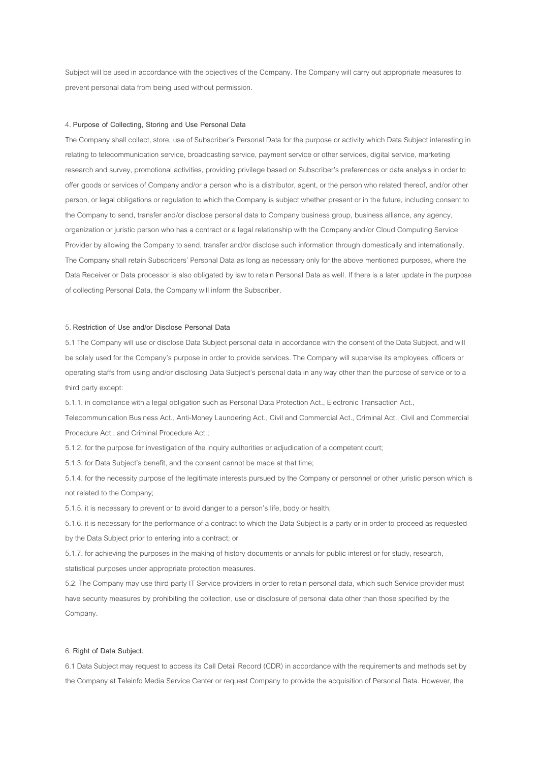Subject will be used in accordance with the objectives of the Company. The Company will carry out appropriate measures to prevent personal data from being used without permission.

## 4. Purpose of Collecting, Storing and Use Personal Data

The Company shall collect, store, use of Subscriber's Personal Data for the purpose or activity which Data Subject interesting in relating to telecommunication service, broadcasting service, payment service or other services, digital service, marketing research and survey, promotional activities, providing privilege based on Subscriber's preferences or data analysis in order to offer goods or services of Company and/or a person who is a distributor, agent, or the person who related thereof, and/or other person, or legal obligations or regulation to which the Company is subject whether present or in the future, including consent to the Company to send, transfer and/or disclose personal data to Company business group, business alliance, any agency, organization or juristic person who has a contract or a legal relationship with the Company and/or Cloud Computing Service Provider by allowing the Company to send, transfer and/or disclose such information through domestically and internationally. The Company shall retain Subscribers' Personal Data as long as necessary only for the above mentioned purposes, where the Data Receiver or Data processor is also obligated by law to retain Personal Data as well. If there is a later update in the purpose of collecting Personal Data, the Company will inform the Subscriber.

## 5. Restriction of Use and/or Disclose Personal Data

5.1 The Company will use or disclose Data Subject personal data in accordance with the consent of the Data Subject, and will be solely used for the Company's purpose in order to provide services. The Company will supervise its employees, officers or operating staffs from using and/or disclosing Data Subject's personal data in any way other than the purpose of service or to a third party except:

5.1.1. in compliance with a legal obligation such as Personal Data Protection Act., Electronic Transaction Act., Telecommunication Business Act., Anti-Money Laundering Act., Civil and Commercial Act., Criminal Act., Civil and Commercial Procedure Act., and Criminal Procedure Act.;

5.1.2. for the purpose for investigation of the inquiry authorities or adjudication of a competent court;

5.1.3. for Data Subject's benefit, and the consent cannot be made at that time;

5.1.4. for the necessity purpose of the legitimate interests pursued by the Company or personnel or other juristic person which is not related to the Company;

5.1.5. it is necessary to prevent or to avoid danger to a person's life, body or health;

5.1.6. it is necessary for the performance of a contract to which the Data Subject is a party or in order to proceed as requested by the Data Subject prior to entering into a contract; or

5.1.7. for achieving the purposes in the making of history documents or annals for public interest or for study, research, statistical purposes under appropriate protection measures.

5.2. The Company may use third party IT Service providers in order to retain personal data, which such Service provider must have security measures by prohibiting the collection, use or disclosure of personal data other than those specified by the Company.

## 6. Right of Data Subject.

6.1 Data Subject may request to access its Call Detail Record (CDR) in accordance with the requirements and methods set by the Company at Teleinfo Media Service Center or request Company to provide the acquisition of Personal Data. However, the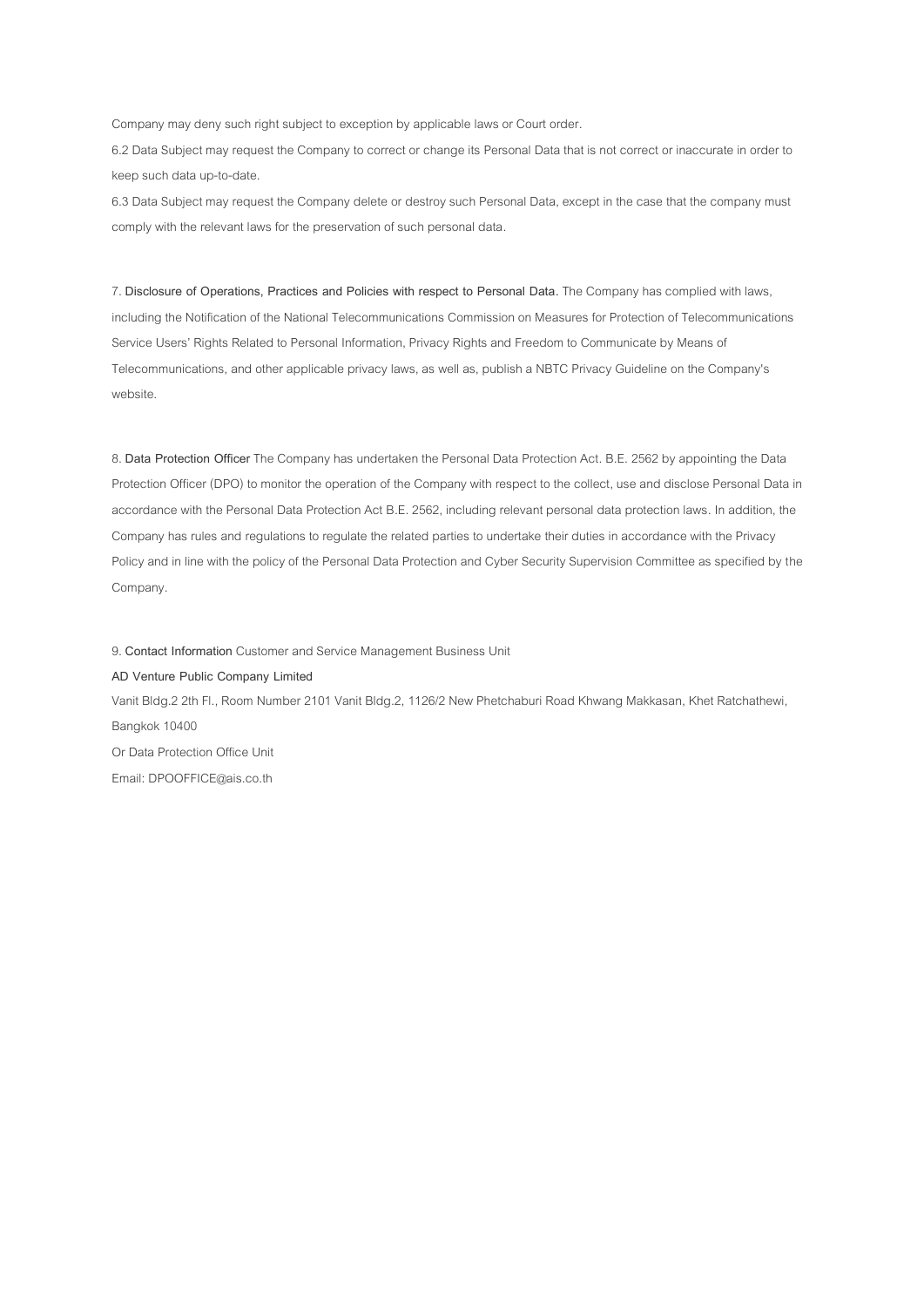Company may deny such right subject to exception by applicable laws or Court order.

6.2 Data Subject may request the Company to correct or change its Personal Data that is not correct or inaccurate in order to keep such data up-to-date.

6.3 Data Subject may request the Company delete or destroy such Personal Data, except in the case that the company must comply with the relevant laws for the preservation of such personal data.

7. **Disclosure of Operations, Practices and Policies with respect to Personal Data.** The Company has complied with laws, including the Notification of the National Telecommunications Commission on Measures for Protection of Telecommunications Service Users' Rights Related to Personal Information, Privacy Rights and Freedom to Communicate by Means of Telecommunications, and other applicable privacy laws, as well as, publish a NBTC Privacy Guideline on the Company's website.

8. **Data Protection Officer** The Company has undertaken the Personal Data Protection Act. B.E. 2562 by appointing the Data Protection Officer (DPO) to monitor the operation of the Company with respect to the collect, use and disclose Personal Data in accordance with the Personal Data Protection Act B.E. 2562, including relevant personal data protection laws. In addition, the Company has rules and regulations to regulate the related parties to undertake their duties in accordance with the Privacy Policy and in line with the policy of the Personal Data Protection and Cyber Security Supervision Committee as specified by the Company.

9. **Contact Information** Customer and Service Management Business Unit

**AD Venture Public Company Limited**

Vanit Bldg.2 2th Fl., Room Number 2101 Vanit Bldg.2, 1126/2 New Phetchaburi Road Khwang Makkasan, Khet Ratchathewi, Bangkok 10400

Or Data Protection Office Unit

Email: DPOOFFICE@ais.co.th